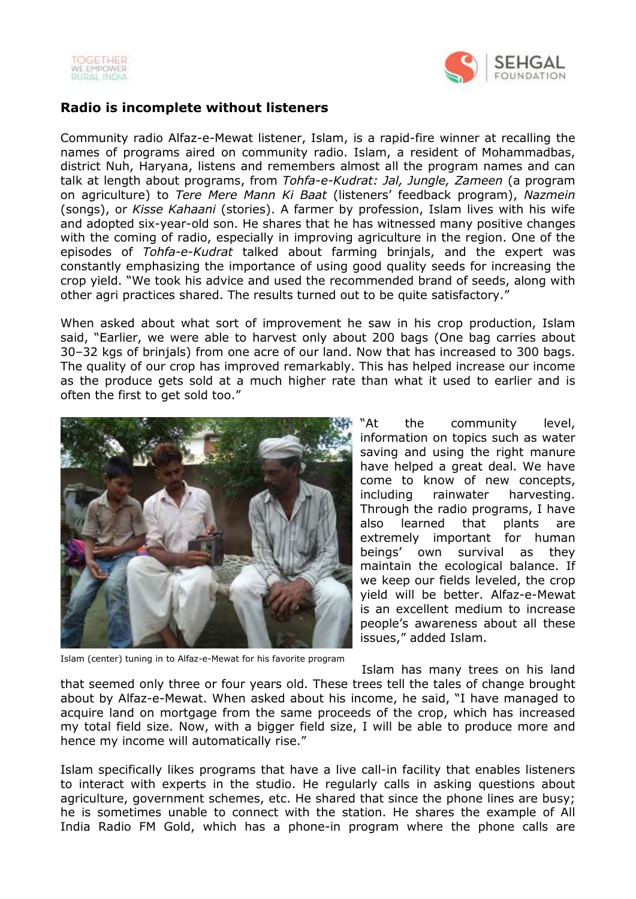## Radio is incomplete without listeners

Community radio Alfaz-e-Mewat listener, Islam, is a rapid-fire winner at recalling the names of programs aired on community radio. Islam, a resident of Mohammadbas, district Nuh, Haryana, listens and remembers almost all the program names and can talk at length about programs, from *Tohfa-e-Kudrat: Jal, Jungle, Zameen* (a program on agriculture) to *Tere Mere Mann Ki Baat* (listeners' feedback program), *Nazmein* (songs), or *Kisse Kahaani* (stories). A farmer by profession, Islam lives with his wife and adopted six-year-old son. He shares that he has witnessed many positive changes with the coming of radio, especially in improving agriculture in the region. One of the episodes of *Tohfa-e-Kudrat* talked about farming brinjals, and the expert was constantly emphasizing the importance of using good quality seeds for increasing the crop yield. "We took his advice and used the recommended brand of seeds, along with other agri practices shared. The results turned out to be quite satisfactory."

When asked about what sort of improvement he saw in his crop production, Islam said, "Earlier, we were able to harvest only about 200 bags (One bag carries about 30–32 kgs of brinjals) from one acre of our land. Now that has increased to 300 bags. The quality of our crop has improved remarkably. This has helped increase our income as the produce gets sold at a much higher rate than what it used to earlier and is often the first to get sold too."

"At the community level, information on topics such as water saving and using the right manure have helped a great deal. We have come to know of new concepts, including rainwater harvesting. Through the radio programs, I have also learned that plants are extremely important for human beings' own survival as they maintain the ecological balance. If we keep our fields leveled, the crop yield will be better. Alfaz-e-Mewat is an excellent medium to increase people's awareness about all these issues," added Islam.

Islam (center) tuning in to Alfaz-e-Mewat for his favorite program

Islam has many trees on his land that seemed only three or four years old. These trees tell the tales of change brought about by Alfaz-e-Mewat. When asked about his income, he said, "I have managed to acquire land on mortgage from the same proceeds of the crop, which has increased my total field size. Now, with a bigger field size, I will be able to produce more and hence my income will automatically rise."

Islam specifically likes programs that have a live call-in facility that enables listeners to interact with experts in the studio. He regularly calls in asking questions about agriculture, government schemes, etc. He shared that since the phone lines are busy; he is sometimes unable to connect with the station. He shares the example of All India Radio FM Gold, which has a phone-in program where the phone calls are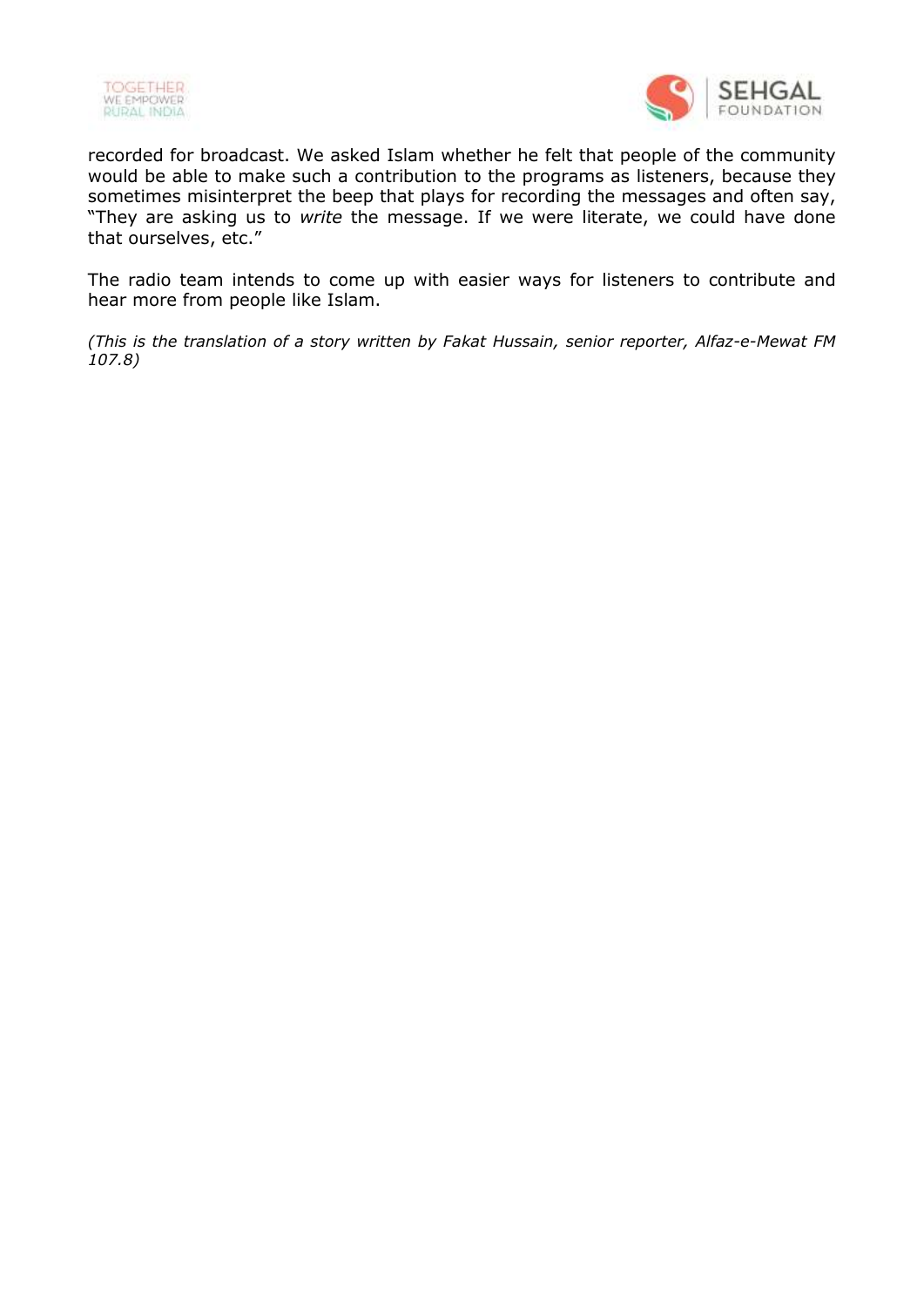recorded for broadcast. We asked Islam whether he felt that people of the community would be able to make such a contribution to the programs as listeners, because they sometimes misinterpret the beep that plays for recording the messages and often say, "They are asking us to *write* the message. If we were literate, we could have done that ourselves, etc."

The radio team intends to come up with easier ways for listeners to contribute and hear more from people like Islam.

*(This is the translation of a story written by Fakat Hussain, senior reporter, Alfaz-e-Mewat FM 107.8)*